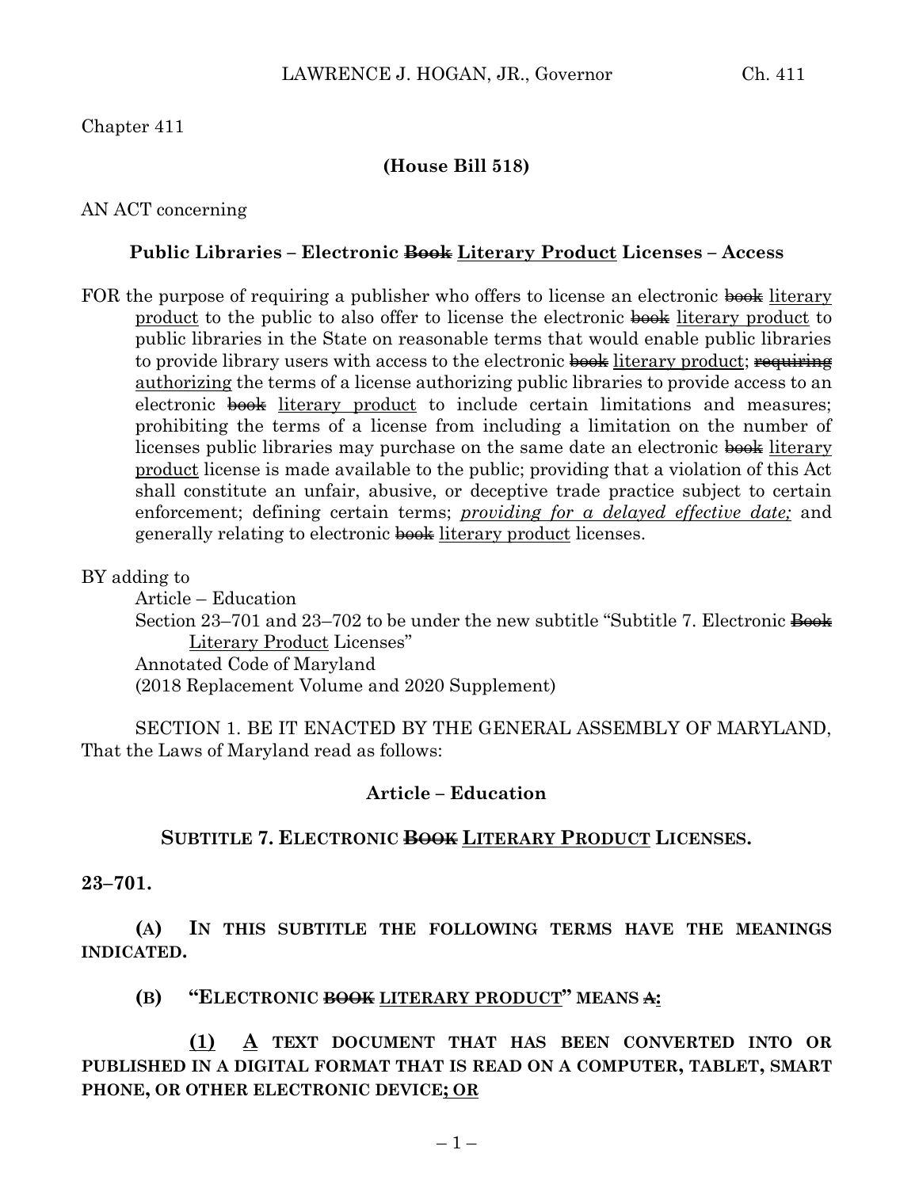Chapter 411

**(House Bill 518)**

AN ACT concerning

## Public Libraries – Electronic ~~Book~~ Literary Product Licenses – Access

FOR the purpose of requiring a publisher who offers to license an electronic ~~book~~ literary product to the public to also offer to license the electronic ~~book~~ literary product to public libraries in the State on reasonable terms that would enable public libraries to provide library users with access to the electronic ~~book~~ literary product; ~~requiring~~ authorizing the terms of a license authorizing public libraries to provide access to an electronic ~~book~~ literary product to include certain limitations and measures; prohibiting the terms of a license from including a limitation on the number of licenses public libraries may purchase on the same date an electronic ~~book~~ literary product license is made available to the public; providing that a violation of this Act shall constitute an unfair, abusive, or deceptive trade practice subject to certain enforcement; defining certain terms; *providing for a delayed effective date;* and generally relating to electronic ~~book~~ literary product licenses.

BY adding to
Article – Education
Section 23–701 and 23–702 to be under the new subtitle "Subtitle 7. Electronic ~~Book~~ Literary Product Licenses"
Annotated Code of Maryland
(2018 Replacement Volume and 2020 Supplement)

SECTION 1. BE IT ENACTED BY THE GENERAL ASSEMBLY OF MARYLAND, That the Laws of Maryland read as follows:

### Article – Education

### SUBTITLE 7. ELECTRONIC ~~BOOK~~ LITERARY PRODUCT LICENSES.

**23–701.**

**(A) IN THIS SUBTITLE THE FOLLOWING TERMS HAVE THE MEANINGS INDICATED.**

**(B) "ELECTRONIC ~~BOOK~~ LITERARY PRODUCT" MEANS ~~A~~:**

**(1) A TEXT DOCUMENT THAT HAS BEEN CONVERTED INTO OR PUBLISHED IN A DIGITAL FORMAT THAT IS READ ON A COMPUTER, TABLET, SMART PHONE, OR OTHER ELECTRONIC DEVICE; OR**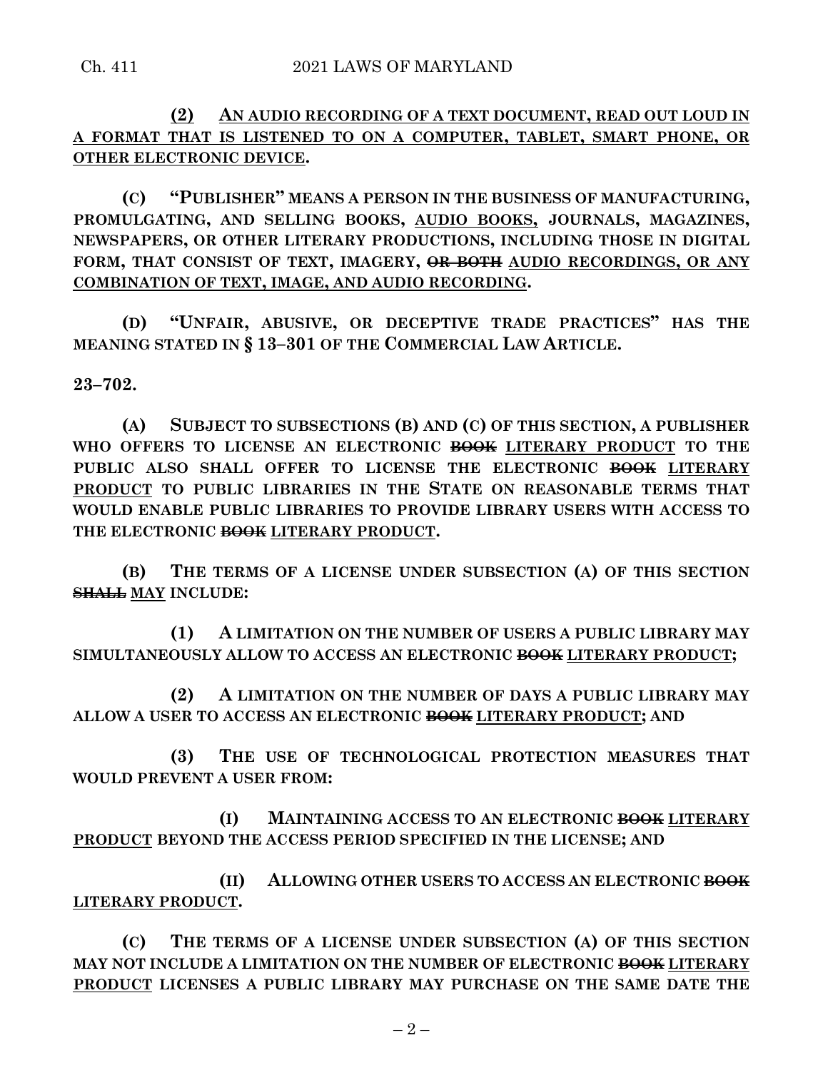**(2) AN AUDIO RECORDING OF A TEXT DOCUMENT, READ OUT LOUD IN A FORMAT THAT IS LISTENED TO ON A COMPUTER, TABLET, SMART PHONE, OR OTHER ELECTRONIC DEVICE.**

**(C) "PUBLISHER" MEANS A PERSON IN THE BUSINESS OF MANUFACTURING, PROMULGATING, AND SELLING BOOKS, AUDIO BOOKS, JOURNALS, MAGAZINES, NEWSPAPERS, OR OTHER LITERARY PRODUCTIONS, INCLUDING THOSE IN DIGITAL FORM, THAT CONSIST OF TEXT, IMAGERY, ~~OR BOTH~~ AUDIO RECORDINGS, OR ANY COMBINATION OF TEXT, IMAGE, AND AUDIO RECORDING.**

**(D) "UNFAIR, ABUSIVE, OR DECEPTIVE TRADE PRACTICES" HAS THE MEANING STATED IN § 13–301 OF THE COMMERCIAL LAW ARTICLE.**

**23–702.**

**(A) SUBJECT TO SUBSECTIONS (B) AND (C) OF THIS SECTION, A PUBLISHER WHO OFFERS TO LICENSE AN ELECTRONIC ~~BOOK~~ LITERARY PRODUCT TO THE PUBLIC ALSO SHALL OFFER TO LICENSE THE ELECTRONIC ~~BOOK~~ LITERARY PRODUCT TO PUBLIC LIBRARIES IN THE STATE ON REASONABLE TERMS THAT WOULD ENABLE PUBLIC LIBRARIES TO PROVIDE LIBRARY USERS WITH ACCESS TO THE ELECTRONIC ~~BOOK~~ LITERARY PRODUCT.**

**(B) THE TERMS OF A LICENSE UNDER SUBSECTION (A) OF THIS SECTION ~~SHALL~~ MAY INCLUDE:**

**(1) A LIMITATION ON THE NUMBER OF USERS A PUBLIC LIBRARY MAY SIMULTANEOUSLY ALLOW TO ACCESS AN ELECTRONIC ~~BOOK~~ LITERARY PRODUCT;**

**(2) A LIMITATION ON THE NUMBER OF DAYS A PUBLIC LIBRARY MAY ALLOW A USER TO ACCESS AN ELECTRONIC ~~BOOK~~ LITERARY PRODUCT; AND**

**(3) THE USE OF TECHNOLOGICAL PROTECTION MEASURES THAT WOULD PREVENT A USER FROM:**

**(I) MAINTAINING ACCESS TO AN ELECTRONIC ~~BOOK~~ LITERARY PRODUCT BEYOND THE ACCESS PERIOD SPECIFIED IN THE LICENSE; AND**

**(II) ALLOWING OTHER USERS TO ACCESS AN ELECTRONIC ~~BOOK~~ LITERARY PRODUCT.**

**(C) THE TERMS OF A LICENSE UNDER SUBSECTION (A) OF THIS SECTION MAY NOT INCLUDE A LIMITATION ON THE NUMBER OF ELECTRONIC ~~BOOK~~ LITERARY PRODUCT LICENSES A PUBLIC LIBRARY MAY PURCHASE ON THE SAME DATE THE**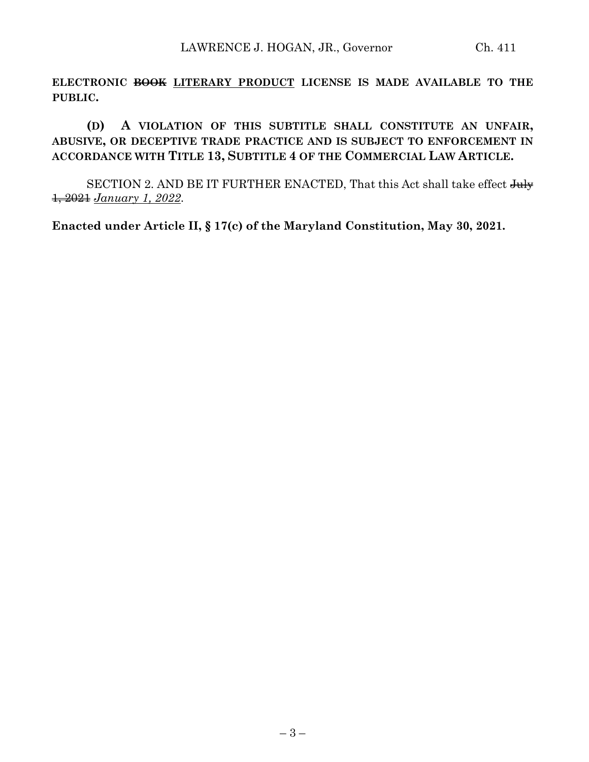**ELECTRONIC ~~BOOK~~ LITERARY PRODUCT LICENSE IS MADE AVAILABLE TO THE PUBLIC.**

**(D) A VIOLATION OF THIS SUBTITLE SHALL CONSTITUTE AN UNFAIR, ABUSIVE, OR DECEPTIVE TRADE PRACTICE AND IS SUBJECT TO ENFORCEMENT IN ACCORDANCE WITH TITLE 13, SUBTITLE 4 OF THE COMMERCIAL LAW ARTICLE.**

SECTION 2. AND BE IT FURTHER ENACTED, That this Act shall take effect ~~July 1, 2021~~ *January 1, 2022*.

**Enacted under Article II, § 17(c) of the Maryland Constitution, May 30, 2021.**